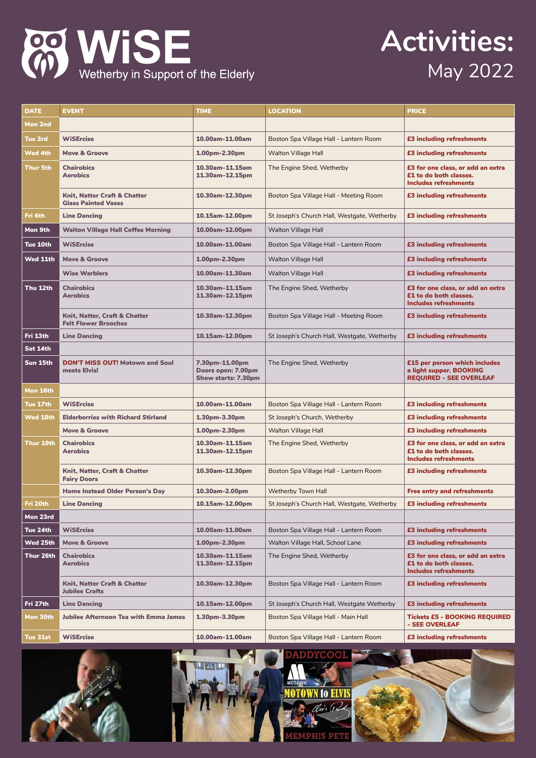# WiSE

Wetherby in Support of the Elderly

# Activities:

## May 2022

| DATE | EVENT | TIME | LOCATION | PRICE |
|---|---|---|---|---|
| Mon 2nd | | | | |
| Tue 3rd | **WiSErcise** | **10.00am-11.00am** | Boston Spa Village Hall - Lantern Room | **£3 including refreshments** |
| Wed 4th | **Move & Groove** | **1.00pm-2.30pm** | Walton Village Hall | **£3 including refreshments** |
| Thur 5th | **Chairobics**<br>**Aerobics** | **10.30am–11.15am**<br>**11.30am–12.15pm** | The Engine Shed, Wetherby | **£3 for one class, or add an extra £1 to do both classes. Includes refreshments** |
| | **Knit, Natter Craft & Chatter**<br>**Glass Painted Vases** | **10.30am-12.30pm** | Boston Spa Village Hall - Meeting Room | **£3 including refreshments** |
| Fri 6th | **Line Dancing** | **10.15am-12.00pm** | St Joseph's Church Hall, Westgate, Wetherby | **£3 including refreshments** |
| Mon 9th | **Walton Village Hall Coffee Morning** | **10.00am-12.00pm** | Walton Village Hall | |
| Tue 10th | **WiSErcise** | **10.00am-11.00am** | Boston Spa Village Hall - Lantern Room | **£3 including refreshments** |
| Wed 11th | **Move & Groove** | **1.00pm-2.30pm** | Walton Village Hall | **£3 including refreshments** |
| | **Wise Warblers** | **10.00am-11.30am** | Walton Village Hall | **£3 including refreshments** |
| Thu 12th | **Chairobics**<br>**Aerobics** | **10.30am–11.15am**<br>**11.30am–12.15pm** | The Engine Shed, Wetherby | **£3 for one class, or add an extra £1 to do both classes. Includes refreshments** |
| | **Knit, Natter, Craft & Chatter**<br>**Felt Flower Brooches** | **10.30am-12.30pm** | Boston Spa Village Hall - Meeting Room | **£3 including refreshments** |
| Fri 13th | **Line Dancing** | **10.15am-12.00pm** | St Joseph's Church Hall, Westgate, Wetherby | **£3 including refreshments** |
| Sat 14th | | | | |
| Sun 15th | **DON'T MISS OUT! Motown and Soul meets Elvis!** | **7.30pm-11.00pm**<br>**Doors open: 7.00pm**<br>**Show starts: 7.30pm** | The Engine Shed, Wetherby | **£15 per person which includes a light supper. BOOKING REQUIRED - SEE OVERLEAF** |
| Mon 16th | | | | |
| Tue 17th | **WiSErcise** | **10.00am-11.00am** | Boston Spa Village Hall - Lantern Room | **£3 including refreshments** |
| Wed 18th | **Elderberries with Richard Stirland** | **1.30pm-3.30pm** | St Joseph's Church, Wetherby | **£3 including refreshments** |
| | **Move & Groove** | **1.00pm-2.30pm** | Walton Village Hall | **£3 including refreshments** |
| Thur 19th | **Chairobics**<br>**Aerobics** | **10.30am–11.15am**<br>**11.30am–12.15pm** | The Engine Shed, Wetherby | **£3 for one class, or add an extra £1 to do both classes. Includes refreshments** |
| | **Knit, Natter, Craft & Chatter**<br>**Fairy Doors** | **10.30am-12.30pm** | Boston Spa Village Hall - Lantern Room | **£3 including refreshments** |
| | **Home Instead Older Person's Day** | **10.30am-2.00pm** | Wetherby Town Hall | **Free entry and refreshments** |
| Fri 20th | **Line Dancing** | **10.15am-12.00pm** | St Joseph's Church Hall, Westgate, Wetherby | **£3 including refreshments** |
| Mon 23rd | | | | |
| Tue 24th | **WiSErcise** | **10.00am-11.00am** | Boston Spa Village Hall - Lantern Room | **£3 including refreshments** |
| Wed 25th | **Move & Groove** | **1.00pm-2.30pm** | Walton Village Hall, School Lane | **£3 including refreshments** |
| Thur 26th | **Chairobics**<br>**Aerobics** | **10.30am–11.15am**<br>**11.30am–12.15pm** | The Engine Shed, Wetherby | **£3 for one class, or add an extra £1 to do both classes. Includes refreshments** |
| | **Knit, Natter Craft & Chatter**<br>**Jubilee Crafts** | **10.30am-12.30pm** | Boston Spa Village Hall - Lantern Room | **£3 including refreshments** |
| Fri 27th | **Line Dancing** | **10.15am-12.00pm** | St Joseph's Church Hall, Westgate Wetherby | **£3 including refreshments** |
| Mon 30th | **Jubilee Afternoon Tea with Emma James** | **1.30pm-3.30pm** | Boston Spa Village Hall - Main Hall | **Tickets £5 - BOOKING REQUIRED - SEE OVERLEAF** |
| Tue 31st | **WiSErcise** | **10.00am-11.00am** | Boston Spa Village Hall - Lantern Room | **£3 including refreshments** |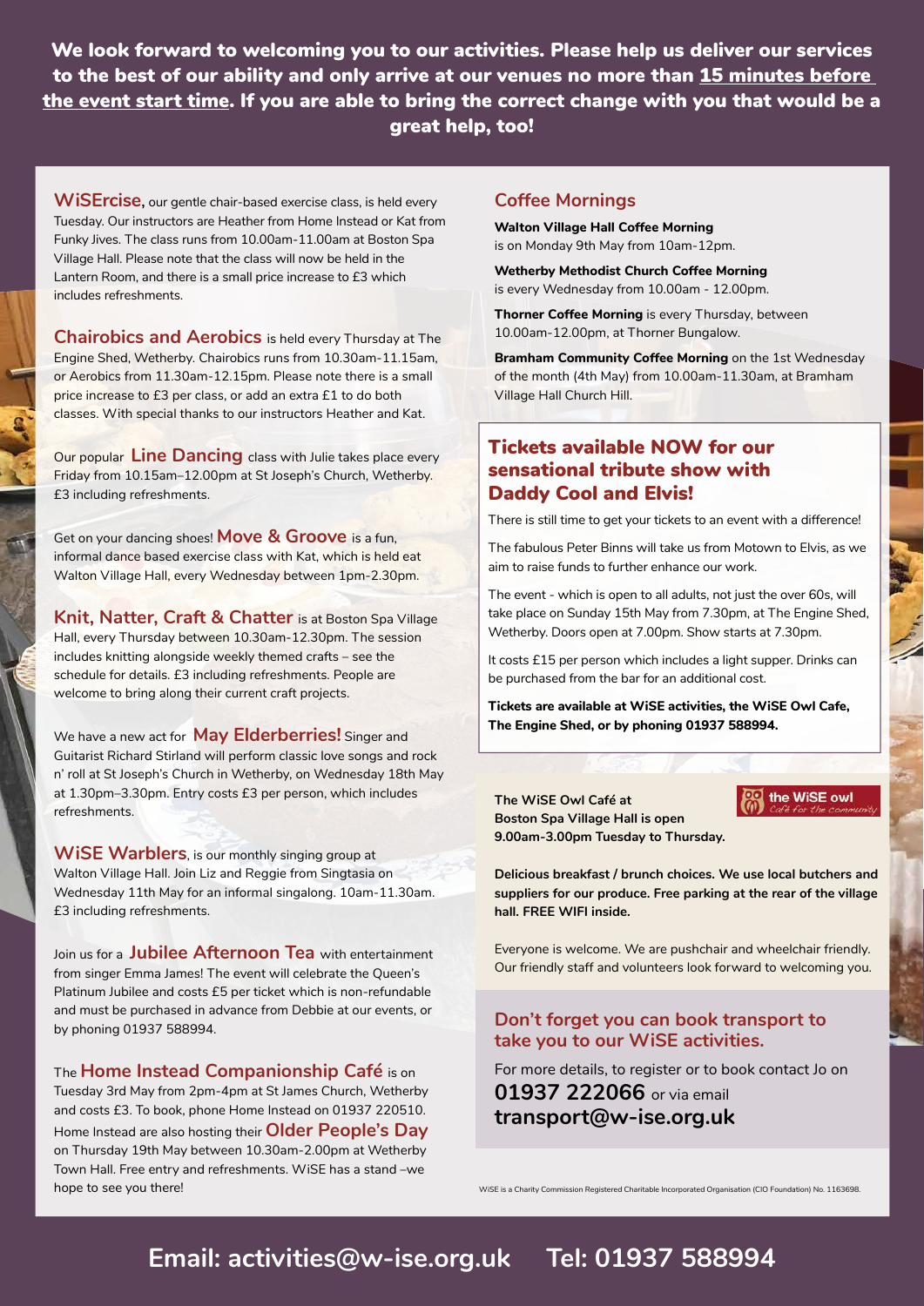**We look forward to welcoming you to our activities. Please help us deliver our services to the best of our ability and only arrive at our venues no more than 15 minutes before the event start time. If you are able to bring the correct change with you that would be a great help, too!**

**WiSErcise,** our gentle chair-based exercise class, is held every Tuesday. Our instructors are Heather from Home Instead or Kat from Funky Jives. The class runs from 10.00am-11.00am at Boston Spa Village Hall. Please note that the class will now be held in the Lantern Room, and there is a small price increase to £3 which includes refreshments.

**Chairobics and Aerobics** is held every Thursday at The Engine Shed, Wetherby. Chairobics runs from 10.30am-11.15am, or Aerobics from 11.30am-12.15pm. Please note there is a small price increase to £3 per class, or add an extra £1 to do both classes. With special thanks to our instructors Heather and Kat.

Our popular **Line Dancing** class with Julie takes place every Friday from 10.15am–12.00pm at St Joseph's Church, Wetherby. £3 including refreshments.

Get on your dancing shoes! **Move & Groove** is a fun, informal dance based exercise class with Kat, which is held eat Walton Village Hall, every Wednesday between 1pm-2.30pm.

**Knit, Natter, Craft & Chatter** is at Boston Spa Village Hall, every Thursday between 10.30am-12.30pm. The session includes knitting alongside weekly themed crafts – see the schedule for details. £3 including refreshments. People are welcome to bring along their current craft projects.

We have a new act for **May Elderberries!** Singer and Guitarist Richard Stirland will perform classic love songs and rock n' roll at St Joseph's Church in Wetherby, on Wednesday 18th May at 1.30pm–3.30pm. Entry costs £3 per person, which includes refreshments.

**WiSE Warblers**, is our monthly singing group at Walton Village Hall. Join Liz and Reggie from Singtasia on Wednesday 11th May for an informal singalong. 10am-11.30am. £3 including refreshments.

Join us for a **Jubilee Afternoon Tea** with entertainment from singer Emma James! The event will celebrate the Queen's Platinum Jubilee and costs £5 per ticket which is non-refundable and must be purchased in advance from Debbie at our events, or by phoning 01937 588994.

The **Home Instead Companionship Café** is on Tuesday 3rd May from 2pm-4pm at St James Church, Wetherby and costs £3. To book, phone Home Instead on 01937 220510. Home Instead are also hosting their **Older People's Day** on Thursday 19th May between 10.30am-2.00pm at Wetherby Town Hall. Free entry and refreshments. WiSE has a stand –we hope to see you there!

## Coffee Mornings

**Walton Village Hall Coffee Morning** is on Monday 9th May from 10am-12pm.

**Wetherby Methodist Church Coffee Morning** is every Wednesday from 10.00am - 12.00pm.

**Thorner Coffee Morning** is every Thursday, between 10.00am-12.00pm, at Thorner Bungalow.

**Bramham Community Coffee Morning** on the 1st Wednesday of the month (4th May) from 10.00am-11.30am, at Bramham Village Hall Church Hill.

## Tickets available NOW for our sensational tribute show with Daddy Cool and Elvis!

There is still time to get your tickets to an event with a difference!

The fabulous Peter Binns will take us from Motown to Elvis, as we aim to raise funds to further enhance our work.

The event - which is open to all adults, not just the over 60s, will take place on Sunday 15th May from 7.30pm, at The Engine Shed, Wetherby. Doors open at 7.00pm. Show starts at 7.30pm.

It costs £15 per person which includes a light supper. Drinks can be purchased from the bar for an additional cost.

**Tickets are available at WiSE activities, the WiSE Owl Cafe, The Engine Shed, or by phoning 01937 588994.**

**The WiSE Owl Café at Boston Spa Village Hall is open 9.00am-3.00pm Tuesday to Thursday.**

the WiSE owl
Café for the community

**Delicious breakfast / brunch choices. We use local butchers and suppliers for our produce. Free parking at the rear of the village hall. FREE WIFI inside.**

Everyone is welcome. We are pushchair and wheelchair friendly. Our friendly staff and volunteers look forward to welcoming you.

## Don't forget you can book transport to take you to our WiSE activities.

For more details, to register or to book contact Jo on **01937 222066** or via email **transport@w-ise.org.uk**

WiSE is a Charity Commission Registered Charitable Incorporated Organisation (CIO Foundation) No. 1163698.

**Email: activities@w-ise.org.uk Tel: 01937 588994**